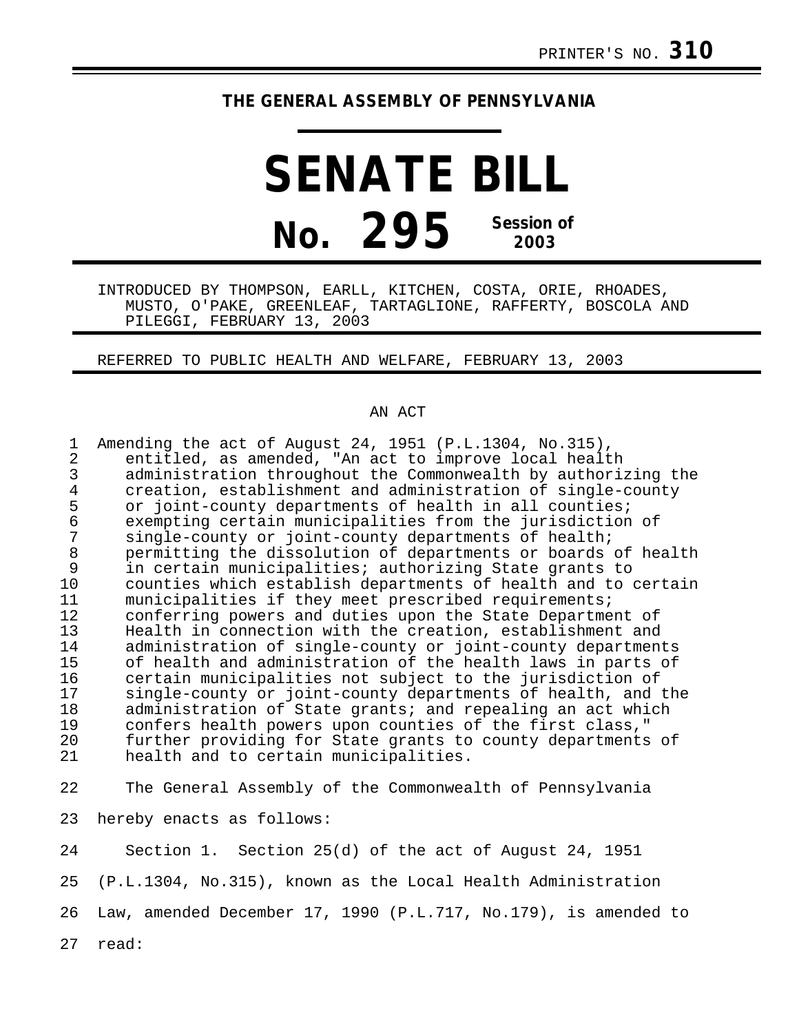PRINTER'S NO. **310**

**THE GENERAL ASSEMBLY OF PENNSYLVANIA**

# SENATE BILL

# No. 295

**Session of 2003**

INTRODUCED BY THOMPSON, EARLL, KITCHEN, COSTA, ORIE, RHOADES, MUSTO, O'PAKE, GREENLEAF, TARTAGLIONE, RAFFERTY, BOSCOLA AND PILEGGI, FEBRUARY 13, 2003

REFERRED TO PUBLIC HEALTH AND WELFARE, FEBRUARY 13, 2003

AN ACT

Amending the act of August 24, 1951 (P.L.1304, No.315), entitled, as amended, "An act to improve local health administration throughout the Commonwealth by authorizing the creation, establishment and administration of single-county or joint-county departments of health in all counties; exempting certain municipalities from the jurisdiction of single-county or joint-county departments of health; permitting the dissolution of departments or boards of health in certain municipalities; authorizing State grants to counties which establish departments of health and to certain municipalities if they meet prescribed requirements; conferring powers and duties upon the State Department of Health in connection with the creation, establishment and administration of single-county or joint-county departments of health and administration of the health laws in parts of certain municipalities not subject to the jurisdiction of single-county or joint-county departments of health, and the administration of State grants; and repealing an act which confers health powers upon counties of the first class," further providing for State grants to county departments of health and to certain municipalities.

The General Assembly of the Commonwealth of Pennsylvania hereby enacts as follows:

Section 1. Section 25(d) of the act of August 24, 1951 (P.L.1304, No.315), known as the Local Health Administration Law, amended December 17, 1990 (P.L.717, No.179), is amended to read: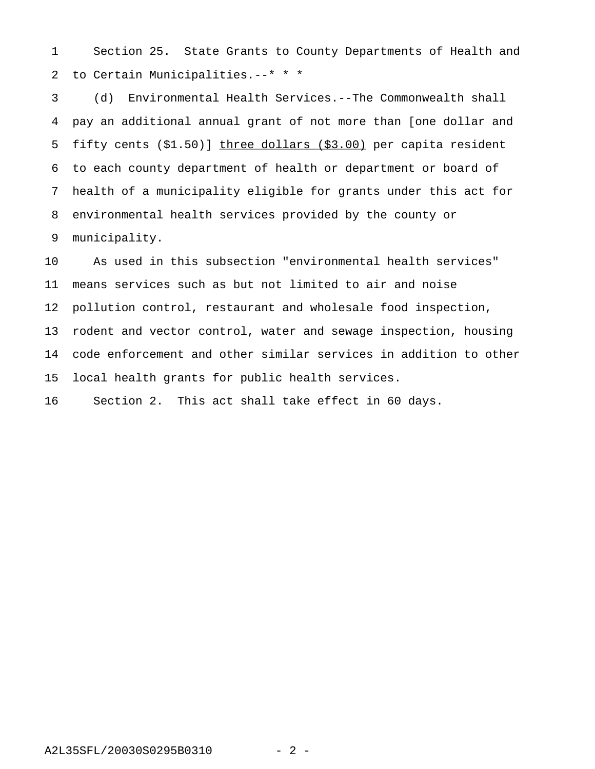Section 25. State Grants to County Departments of Health and to Certain Municipalities.--* * *

(d) Environmental Health Services.--The Commonwealth shall pay an additional annual grant of not more than [one dollar and fifty cents ($1.50)] <u>three dollars ($3.00)</u> per capita resident to each county department of health or department or board of health of a municipality eligible for grants under this act for environmental health services provided by the county or municipality.

As used in this subsection "environmental health services" means services such as but not limited to air and noise pollution control, restaurant and wholesale food inspection, rodent and vector control, water and sewage inspection, housing code enforcement and other similar services in addition to other local health grants for public health services.

Section 2. This act shall take effect in 60 days.